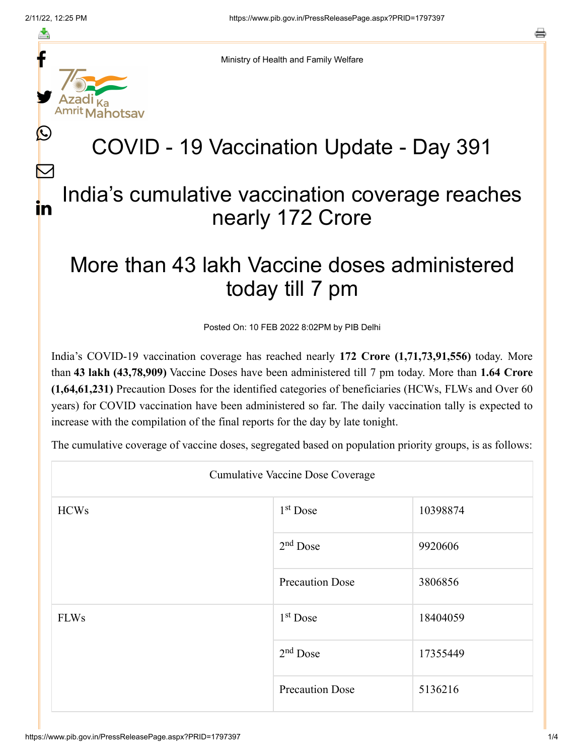Ministry of Health and Family Welfare

# COVID - 19 Vaccination Update - Day 391

## India's cumulative vaccination coverage reaches nearly 172 Crore

## More than 43 lakh Vaccine doses administered today till 7 pm

Posted On: 10 FEB 2022 8:02PM by PIB Delhi

India's COVID-19 vaccination coverage has reached nearly **172 Crore (1,71,73,91,556)** today. More than **43 lakh (43,78,909)** Vaccine Doses have been administered till 7 pm today. More than **1.64 Crore (1,64,61,231)** Precaution Doses for the identified categories of beneficiaries (HCWs, FLWs and Over 60 years) for COVID vaccination have been administered so far. The daily vaccination tally is expected to increase with the compilation of the final reports for the day by late tonight.

The cumulative coverage of vaccine doses, segregated based on population priority groups, is as follows:

| Cumulative Vaccine Dose Coverage | | |
|---|---|---|
| HCWs | 1st Dose | 10398874 |
| | 2nd Dose | 9920606 |
| | Precaution Dose | 3806856 |
| FLWs | 1st Dose | 18404059 |
| | 2nd Dose | 17355449 |
| | Precaution Dose | 5136216 |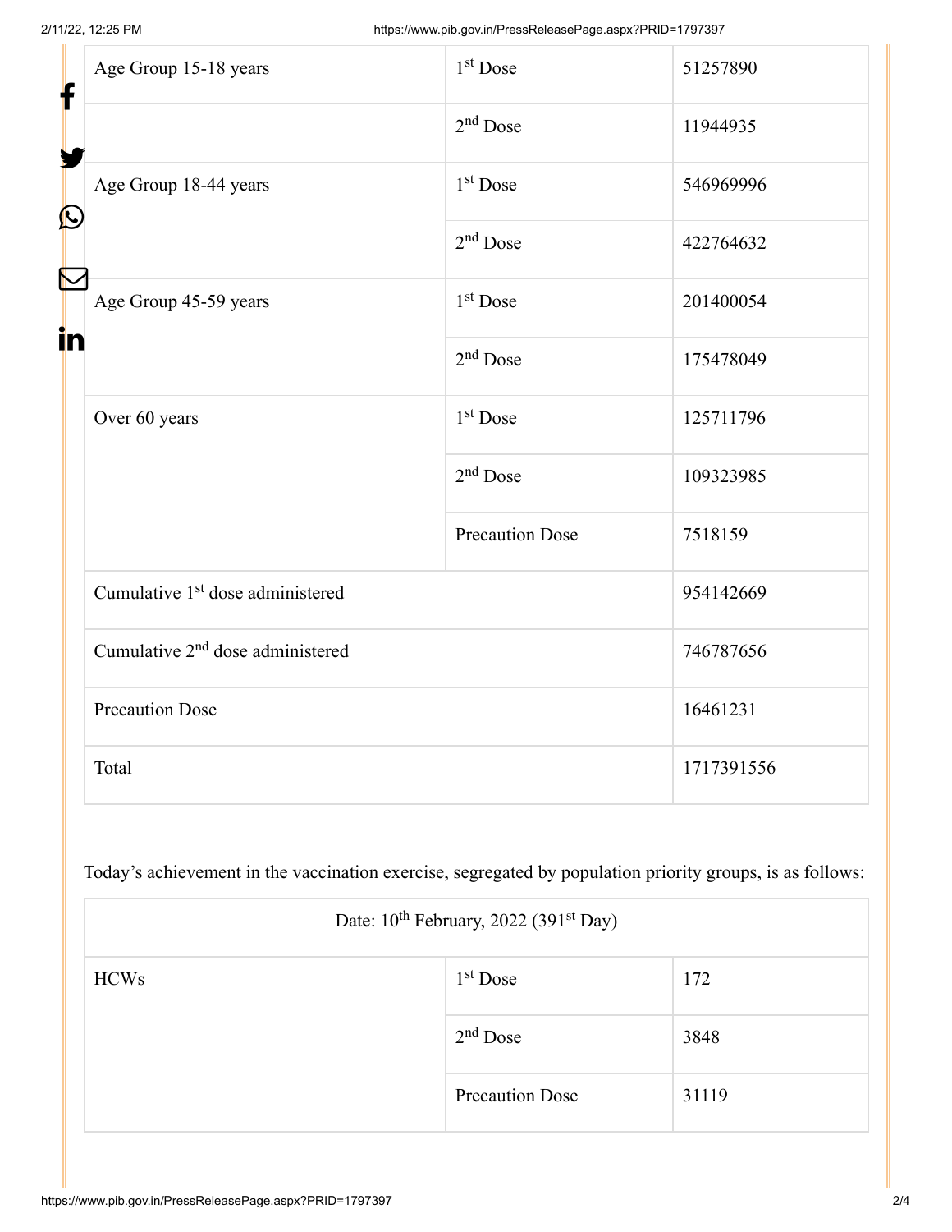| | | |
|---|---|---|
| Age Group 15-18 years | 1st Dose | 51257890 |
| | 2nd Dose | 11944935 |
| Age Group 18-44 years | 1st Dose | 546969996 |
| | 2nd Dose | 422764632 |
| Age Group 45-59 years | 1st Dose | 201400054 |
| | 2nd Dose | 175478049 |
| Over 60 years | 1st Dose | 125711796 |
| | 2nd Dose | 109323985 |
| | Precaution Dose | 7518159 |
| Cumulative 1st dose administered | | 954142669 |
| Cumulative 2nd dose administered | | 746787656 |
| Precaution Dose | | 16461231 |
| Total | | 1717391556 |

Today's achievement in the vaccination exercise, segregated by population priority groups, is as follows:

| Date: 10th February, 2022 (391st Day) | | |
|---|---|---|
| HCWs | 1st Dose | 172 |
| | 2nd Dose | 3848 |
| | Precaution Dose | 31119 |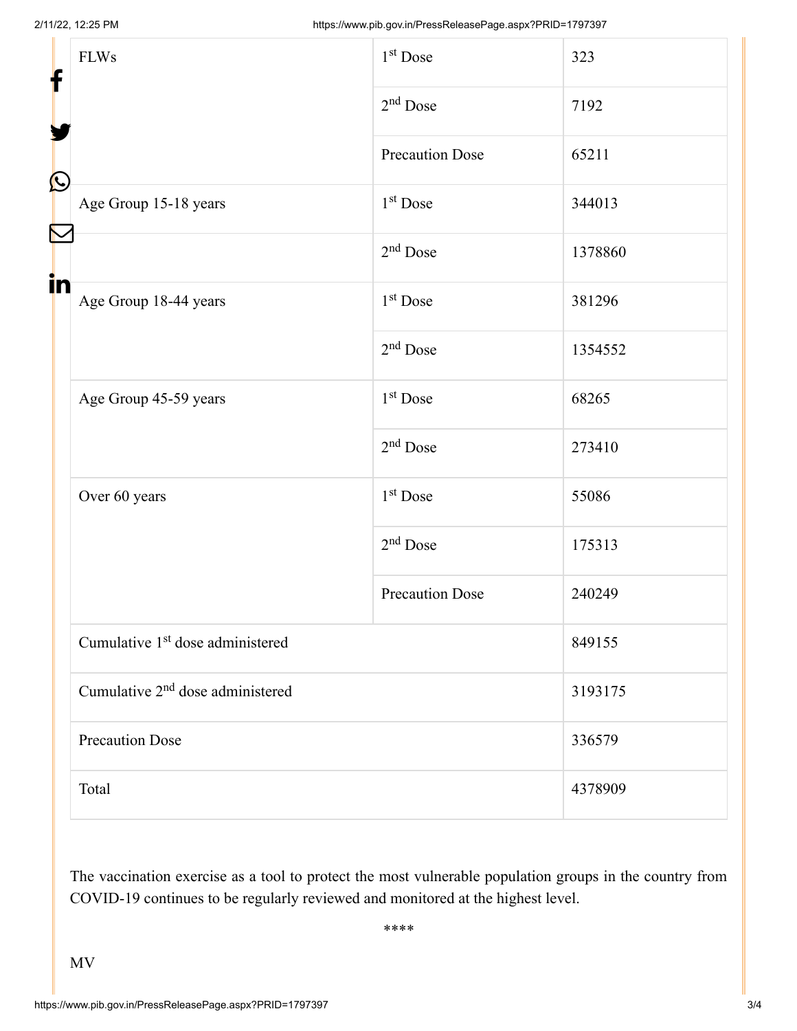| FLWs | 1st Dose | 323 |
|---|---|---|
| | 2nd Dose | 7192 |
| | Precaution Dose | 65211 |
| Age Group 15-18 years | 1st Dose | 344013 |
| | 2nd Dose | 1378860 |
| Age Group 18-44 years | 1st Dose | 381296 |
| | 2nd Dose | 1354552 |
| Age Group 45-59 years | 1st Dose | 68265 |
| | 2nd Dose | 273410 |
| Over 60 years | 1st Dose | 55086 |
| | 2nd Dose | 175313 |
| | Precaution Dose | 240249 |
| Cumulative 1st dose administered | | 849155 |
| Cumulative 2nd dose administered | | 3193175 |
| Precaution Dose | | 336579 |
| Total | | 4378909 |

The vaccination exercise as a tool to protect the most vulnerable population groups in the country from COVID-19 continues to be regularly reviewed and monitored at the highest level.

****

MV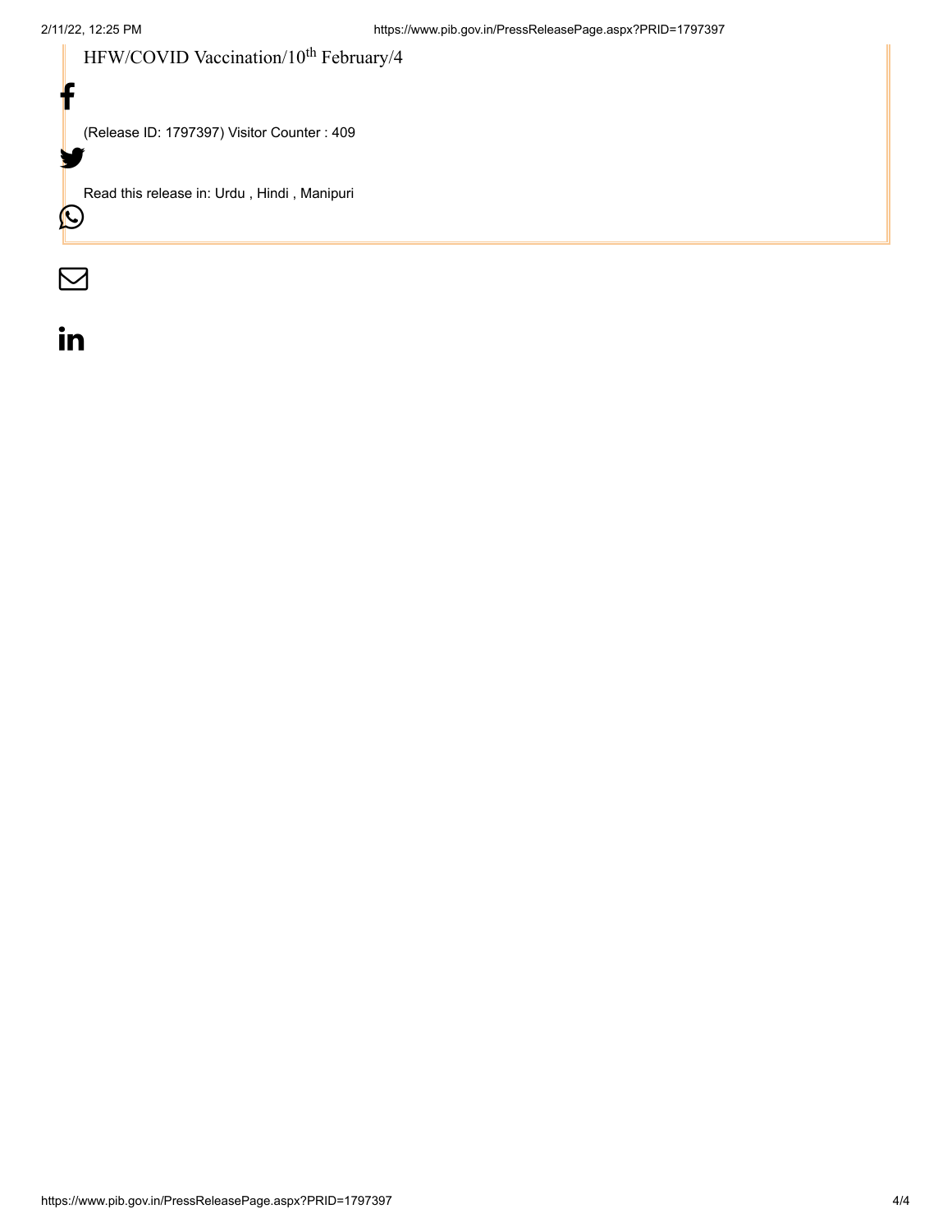HFW/COVID Vaccination/10th February/4

(Release ID: 1797397) Visitor Counter : 409

Read this release in: Urdu , Hindi , Manipuri